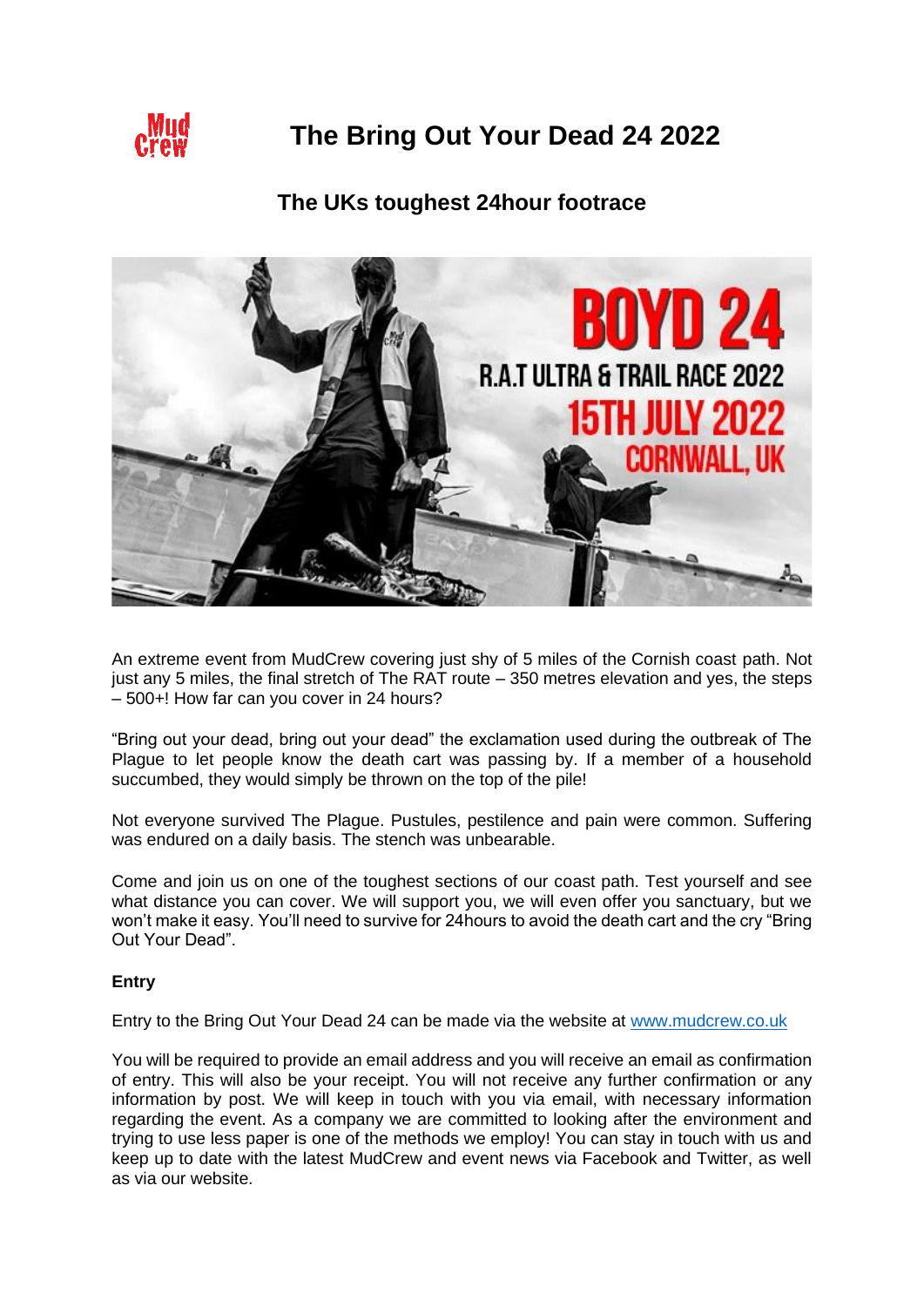# The Bring Out Your Dead 24 2022

## The UKs toughest 24hour footrace

An extreme event from MudCrew covering just shy of 5 miles of the Cornish coast path. Not just any 5 miles, the final stretch of The RAT route – 350 metres elevation and yes, the steps – 500+! How far can you cover in 24 hours?

"Bring out your dead, bring out your dead" the exclamation used during the outbreak of The Plague to let people know the death cart was passing by. If a member of a household succumbed, they would simply be thrown on the top of the pile!

Not everyone survived The Plague. Pustules, pestilence and pain were common. Suffering was endured on a daily basis. The stench was unbearable.

Come and join us on one of the toughest sections of our coast path. Test yourself and see what distance you can cover. We will support you, we will even offer you sanctuary, but we won't make it easy. You'll need to survive for 24hours to avoid the death cart and the cry "Bring Out Your Dead".

**Entry**

Entry to the Bring Out Your Dead 24 can be made via the website at [www.mudcrew.co.uk](www.mudcrew.co.uk)

You will be required to provide an email address and you will receive an email as confirmation of entry. This will also be your receipt. You will not receive any further confirmation or any information by post. We will keep in touch with you via email, with necessary information regarding the event. As a company we are committed to looking after the environment and trying to use less paper is one of the methods we employ! You can stay in touch with us and keep up to date with the latest MudCrew and event news via Facebook and Twitter, as well as via our website.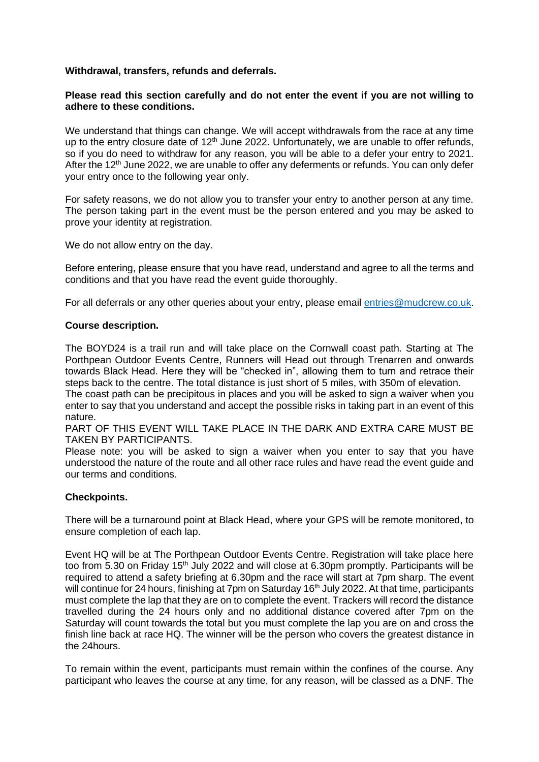**Withdrawal, transfers, refunds and deferrals.**

**Please read this section carefully and do not enter the event if you are not willing to adhere to these conditions.**

We understand that things can change. We will accept withdrawals from the race at any time up to the entry closure date of 12th June 2022. Unfortunately, we are unable to offer refunds, so if you do need to withdraw for any reason, you will be able to a defer your entry to 2021. After the 12th June 2022, we are unable to offer any deferments or refunds. You can only defer your entry once to the following year only.

For safety reasons, we do not allow you to transfer your entry to another person at any time. The person taking part in the event must be the person entered and you may be asked to prove your identity at registration.

We do not allow entry on the day.

Before entering, please ensure that you have read, understand and agree to all the terms and conditions and that you have read the event guide thoroughly.

For all deferrals or any other queries about your entry, please email entries@mudcrew.co.uk.

**Course description.**

The BOYD24 is a trail run and will take place on the Cornwall coast path. Starting at The Porthpean Outdoor Events Centre, Runners will Head out through Trenarren and onwards towards Black Head. Here they will be "checked in", allowing them to turn and retrace their steps back to the centre. The total distance is just short of 5 miles, with 350m of elevation.
The coast path can be precipitous in places and you will be asked to sign a waiver when you enter to say that you understand and accept the possible risks in taking part in an event of this nature.
PART OF THIS EVENT WILL TAKE PLACE IN THE DARK AND EXTRA CARE MUST BE TAKEN BY PARTICIPANTS.
Please note: you will be asked to sign a waiver when you enter to say that you have understood the nature of the route and all other race rules and have read the event guide and our terms and conditions.

**Checkpoints.**

There will be a turnaround point at Black Head, where your GPS will be remote monitored, to ensure completion of each lap.

Event HQ will be at The Porthpean Outdoor Events Centre. Registration will take place here too from 5.30 on Friday 15th July 2022 and will close at 6.30pm promptly. Participants will be required to attend a safety briefing at 6.30pm and the race will start at 7pm sharp. The event will continue for 24 hours, finishing at 7pm on Saturday 16th July 2022. At that time, participants must complete the lap that they are on to complete the event. Trackers will record the distance travelled during the 24 hours only and no additional distance covered after 7pm on the Saturday will count towards the total but you must complete the lap you are on and cross the finish line back at race HQ. The winner will be the person who covers the greatest distance in the 24hours.

To remain within the event, participants must remain within the confines of the course. Any participant who leaves the course at any time, for any reason, will be classed as a DNF. The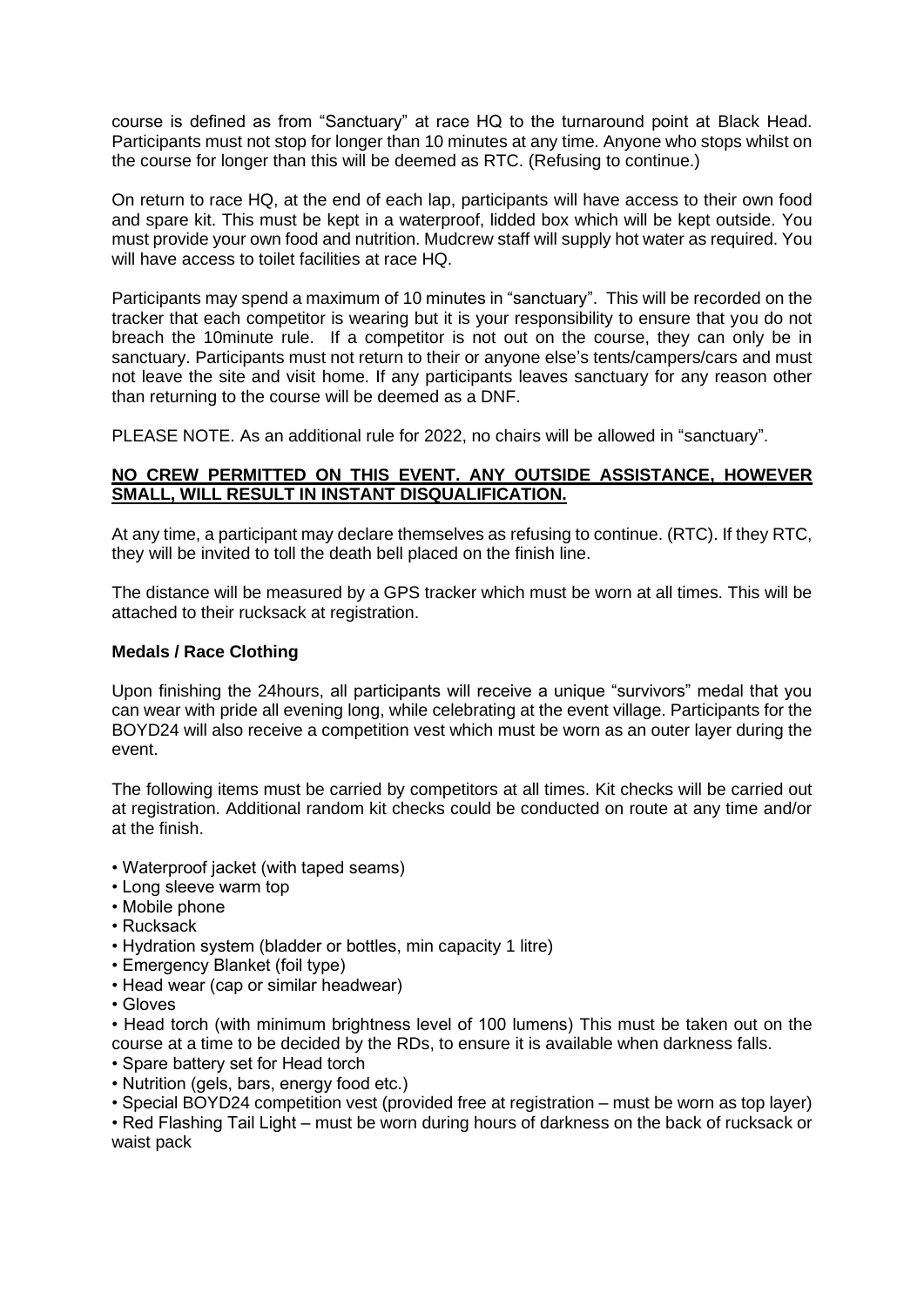course is defined as from "Sanctuary" at race HQ to the turnaround point at Black Head. Participants must not stop for longer than 10 minutes at any time. Anyone who stops whilst on the course for longer than this will be deemed as RTC. (Refusing to continue.)

On return to race HQ, at the end of each lap, participants will have access to their own food and spare kit. This must be kept in a waterproof, lidded box which will be kept outside. You must provide your own food and nutrition. Mudcrew staff will supply hot water as required. You will have access to toilet facilities at race HQ.

Participants may spend a maximum of 10 minutes in "sanctuary". This will be recorded on the tracker that each competitor is wearing but it is your responsibility to ensure that you do not breach the 10minute rule. If a competitor is not out on the course, they can only be in sanctuary. Participants must not return to their or anyone else's tents/campers/cars and must not leave the site and visit home. If any participants leaves sanctuary for any reason other than returning to the course will be deemed as a DNF.

PLEASE NOTE. As an additional rule for 2022, no chairs will be allowed in "sanctuary".

**NO CREW PERMITTED ON THIS EVENT. ANY OUTSIDE ASSISTANCE, HOWEVER SMALL, WILL RESULT IN INSTANT DISQUALIFICATION.**

At any time, a participant may declare themselves as refusing to continue. (RTC). If they RTC, they will be invited to toll the death bell placed on the finish line.

The distance will be measured by a GPS tracker which must be worn at all times. This will be attached to their rucksack at registration.

### Medals / Race Clothing

Upon finishing the 24hours, all participants will receive a unique "survivors" medal that you can wear with pride all evening long, while celebrating at the event village. Participants for the BOYD24 will also receive a competition vest which must be worn as an outer layer during the event.

The following items must be carried by competitors at all times. Kit checks will be carried out at registration. Additional random kit checks could be conducted on route at any time and/or at the finish.

- Waterproof jacket (with taped seams)
- Long sleeve warm top
- Mobile phone
- Rucksack
- Hydration system (bladder or bottles, min capacity 1 litre)
- Emergency Blanket (foil type)
- Head wear (cap or similar headwear)
- Gloves
- Head torch (with minimum brightness level of 100 lumens) This must be taken out on the course at a time to be decided by the RDs, to ensure it is available when darkness falls.
- Spare battery set for Head torch
- Nutrition (gels, bars, energy food etc.)
- Special BOYD24 competition vest (provided free at registration – must be worn as top layer)
- Red Flashing Tail Light – must be worn during hours of darkness on the back of rucksack or waist pack